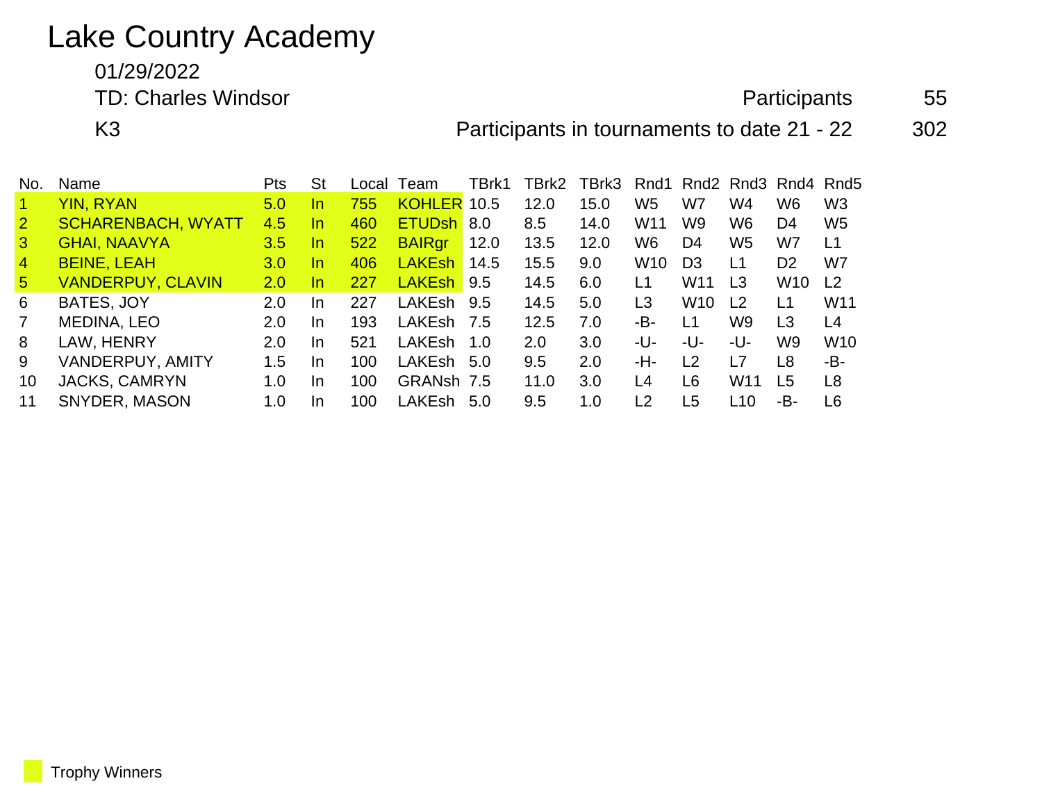# Lake Country Academy

01/29/2022

TD: Charles Windsor — Participants 55

K3 — Participants in tournaments to date 21 - 22 302

| No. | Name | Pts | St | Local | Team | TBrk1 | TBrk2 | TBrk3 | Rnd1 | Rnd2 | Rnd3 | Rnd4 | Rnd5 |
|---|---|---|---|---|---|---|---|---|---|---|---|---|---|
| 1 | YIN, RYAN | 5.0 | In | 755 | KOHLER | 10.5 | 12.0 | 15.0 | W5 | W7 | W4 | W6 | W3 |
| 2 | SCHARENBACH, WYATT | 4.5 | In | 460 | ETUDsh | 8.0 | 8.5 | 14.0 | W11 | W9 | W6 | D4 | W5 |
| 3 | GHAI, NAAVYA | 3.5 | In | 522 | BAIRgr | 12.0 | 13.5 | 12.0 | W6 | D4 | W5 | W7 | L1 |
| 4 | BEINE, LEAH | 3.0 | In | 406 | LAKEsh | 14.5 | 15.5 | 9.0 | W10 | D3 | L1 | D2 | W7 |
| 5 | VANDERPUY, CLAVIN | 2.0 | In | 227 | LAKEsh | 9.5 | 14.5 | 6.0 | L1 | W11 | L3 | W10 | L2 |
| 6 | BATES, JOY | 2.0 | In | 227 | LAKEsh | 9.5 | 14.5 | 5.0 | L3 | W10 | L2 | L1 | W11 |
| 7 | MEDINA, LEO | 2.0 | In | 193 | LAKEsh | 7.5 | 12.5 | 7.0 | -B- | L1 | W9 | L3 | L4 |
| 8 | LAW, HENRY | 2.0 | In | 521 | LAKEsh | 1.0 | 2.0 | 3.0 | -U- | -U- | -U- | W9 | W10 |
| 9 | VANDERPUY, AMITY | 1.5 | In | 100 | LAKEsh | 5.0 | 9.5 | 2.0 | -H- | L2 | L7 | L8 | -B- |
| 10 | JACKS, CAMRYN | 1.0 | In | 100 | GRANsh | 7.5 | 11.0 | 3.0 | L4 | L6 | W11 | L5 | L8 |
| 11 | SNYDER, MASON | 1.0 | In | 100 | LAKEsh | 5.0 | 9.5 | 1.0 | L2 | L5 | L10 | -B- | L6 |

Trophy Winners (highlighted: No. 1–5)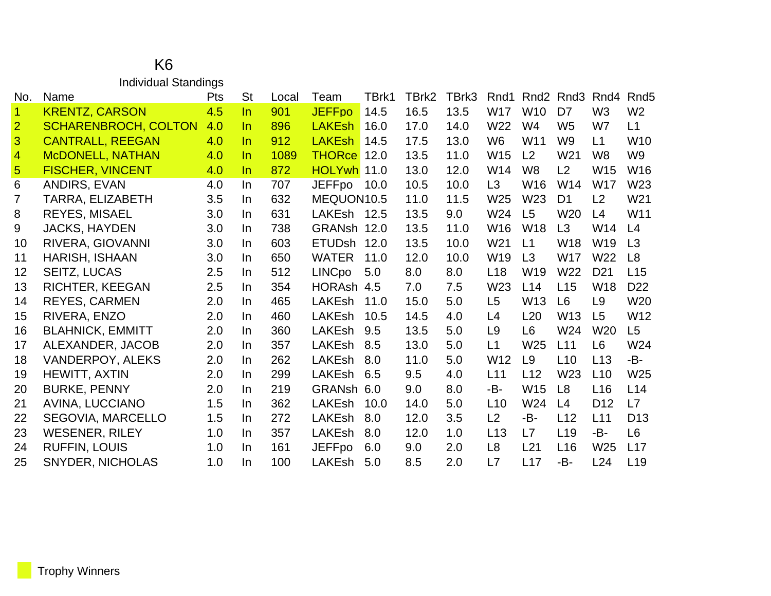# K6

## Individual Standings

| No. | Name | Pts | St | Local | Team | TBrk1 | TBrk2 | TBrk3 | Rnd1 | Rnd2 | Rnd3 | Rnd4 | Rnd5 |
|---|---|---|---|---|---|---|---|---|---|---|---|---|---|
| 1 | KRENTZ, CARSON | 4.5 | In | 901 | JEFFpo | 14.5 | 16.5 | 13.5 | W17 | W10 | D7 | W3 | W2 |
| 2 | SCHARENBROCH, COLTON | 4.0 | In | 896 | LAKEsh | 16.0 | 17.0 | 14.0 | W22 | W4 | W5 | W7 | L1 |
| 3 | CANTRALL, REEGAN | 4.0 | In | 912 | LAKEsh | 14.5 | 17.5 | 13.0 | W6 | W11 | W9 | L1 | W10 |
| 4 | McDONELL, NATHAN | 4.0 | In | 1089 | THORce | 12.0 | 13.5 | 11.0 | W15 | L2 | W21 | W8 | W9 |
| 5 | FISCHER, VINCENT | 4.0 | In | 872 | HOLYwh | 11.0 | 13.0 | 12.0 | W14 | W8 | L2 | W15 | W16 |
| 6 | ANDIRS, EVAN | 4.0 | In | 707 | JEFFpo | 10.0 | 10.5 | 10.0 | L3 | W16 | W14 | W17 | W23 |
| 7 | TARRA, ELIZABETH | 3.5 | In | 632 | MEQUON | 10.5 | 11.0 | 11.5 | W25 | W23 | D1 | L2 | W21 |
| 8 | REYES, MISAEL | 3.0 | In | 631 | LAKEsh | 12.5 | 13.5 | 9.0 | W24 | L5 | W20 | L4 | W11 |
| 9 | JACKS, HAYDEN | 3.0 | In | 738 | GRANsh | 12.0 | 13.5 | 11.0 | W16 | W18 | L3 | W14 | L4 |
| 10 | RIVERA, GIOVANNI | 3.0 | In | 603 | ETUDsh | 12.0 | 13.5 | 10.0 | W21 | L1 | W18 | W19 | L3 |
| 11 | HARISH, ISHAAN | 3.0 | In | 650 | WATER | 11.0 | 12.0 | 10.0 | W19 | L3 | W17 | W22 | L8 |
| 12 | SEITZ, LUCAS | 2.5 | In | 512 | LINCpo | 5.0 | 8.0 | 8.0 | L18 | W19 | W22 | D21 | L15 |
| 13 | RICHTER, KEEGAN | 2.5 | In | 354 | HORAsh | 4.5 | 7.0 | 7.5 | W23 | L14 | L15 | W18 | D22 |
| 14 | REYES, CARMEN | 2.0 | In | 465 | LAKEsh | 11.0 | 15.0 | 5.0 | L5 | W13 | L6 | L9 | W20 |
| 15 | RIVERA, ENZO | 2.0 | In | 460 | LAKEsh | 10.5 | 14.5 | 4.0 | L4 | L20 | W13 | L5 | W12 |
| 16 | BLAHNICK, EMMITT | 2.0 | In | 360 | LAKEsh | 9.5 | 13.5 | 5.0 | L9 | L6 | W24 | W20 | L5 |
| 17 | ALEXANDER, JACOB | 2.0 | In | 357 | LAKEsh | 8.5 | 13.0 | 5.0 | L1 | W25 | L11 | L6 | W24 |
| 18 | VANDERPOY, ALEKS | 2.0 | In | 262 | LAKEsh | 8.0 | 11.0 | 5.0 | W12 | L9 | L10 | L13 | -B- |
| 19 | HEWITT, AXTIN | 2.0 | In | 299 | LAKEsh | 6.5 | 9.5 | 4.0 | L11 | L12 | W23 | L10 | W25 |
| 20 | BURKE, PENNY | 2.0 | In | 219 | GRANsh | 6.0 | 9.0 | 8.0 | -B- | W15 | L8 | L16 | L14 |
| 21 | AVINA, LUCCIANO | 1.5 | In | 362 | LAKEsh | 10.0 | 14.0 | 5.0 | L10 | W24 | L4 | D12 | L7 |
| 22 | SEGOVIA, MARCELLO | 1.5 | In | 272 | LAKEsh | 8.0 | 12.0 | 3.5 | L2 | -B- | L12 | L11 | D13 |
| 23 | WESENER, RILEY | 1.0 | In | 357 | LAKEsh | 8.0 | 12.0 | 1.0 | L13 | L7 | L19 | -B- | L6 |
| 24 | RUFFIN, LOUIS | 1.0 | In | 161 | JEFFpo | 6.0 | 9.0 | 2.0 | L8 | L21 | L16 | W25 | L17 |
| 25 | SNYDER, NICHOLAS | 1.0 | In | 100 | LAKEsh | 5.0 | 8.5 | 2.0 | L7 | L17 | -B- | L24 | L19 |

Trophy Winners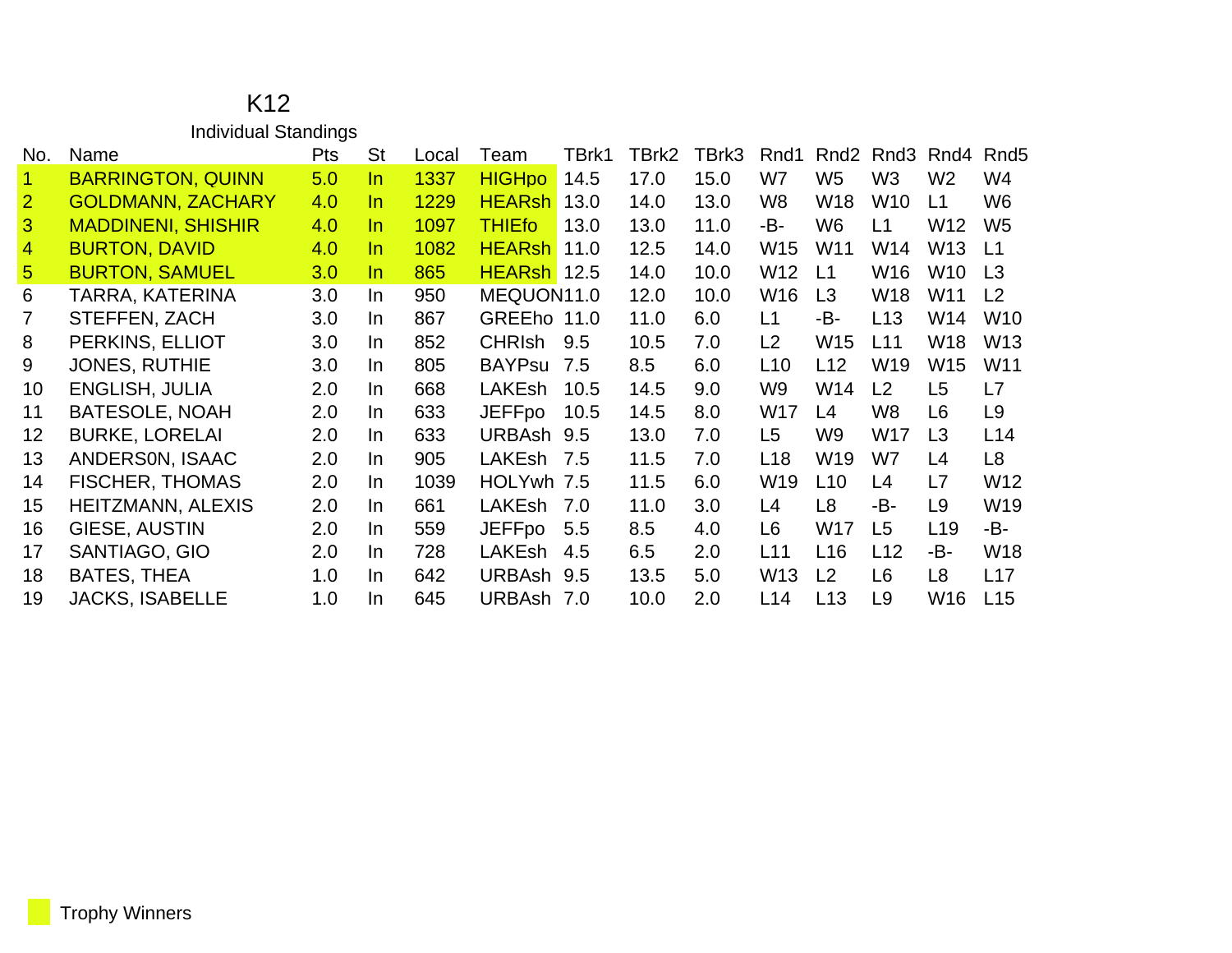# K12

## Individual Standings

| No. | Name | Pts | St | Local | Team | TBrk1 | TBrk2 | TBrk3 | Rnd1 | Rnd2 | Rnd3 | Rnd4 | Rnd5 |
|---|---|---|---|---|---|---|---|---|---|---|---|---|---|
| 1 | BARRINGTON, QUINN | 5.0 | In | 1337 | HIGHpo | 14.5 | 17.0 | 15.0 | W7 | W5 | W3 | W2 | W4 |
| 2 | GOLDMANN, ZACHARY | 4.0 | In | 1229 | HEARsh | 13.0 | 14.0 | 13.0 | W8 | W18 | W10 | L1 | W6 |
| 3 | MADDINENI, SHISHIR | 4.0 | In | 1097 | THIEfo | 13.0 | 13.0 | 11.0 | -B- | W6 | L1 | W12 | W5 |
| 4 | BURTON, DAVID | 4.0 | In | 1082 | HEARsh | 11.0 | 12.5 | 14.0 | W15 | W11 | W14 | W13 | L1 |
| 5 | BURTON, SAMUEL | 3.0 | In | 865 | HEARsh | 12.5 | 14.0 | 10.0 | W12 | L1 | W16 | W10 | L3 |
| 6 | TARRA, KATERINA | 3.0 | In | 950 | MEQUON | 11.0 | 12.0 | 10.0 | W16 | L3 | W18 | W11 | L2 |
| 7 | STEFFEN, ZACH | 3.0 | In | 867 | GREEho | 11.0 | 11.0 | 6.0 | L1 | -B- | L13 | W14 | W10 |
| 8 | PERKINS, ELLIOT | 3.0 | In | 852 | CHRIsh | 9.5 | 10.5 | 7.0 | L2 | W15 | L11 | W18 | W13 |
| 9 | JONES, RUTHIE | 3.0 | In | 805 | BAYPsu | 7.5 | 8.5 | 6.0 | L10 | L12 | W19 | W15 | W11 |
| 10 | ENGLISH, JULIA | 2.0 | In | 668 | LAKEsh | 10.5 | 14.5 | 9.0 | W9 | W14 | L2 | L5 | L7 |
| 11 | BATESOLE, NOAH | 2.0 | In | 633 | JEFFpo | 10.5 | 14.5 | 8.0 | W17 | L4 | W8 | L6 | L9 |
| 12 | BURKE, LORELAI | 2.0 | In | 633 | URBAsh | 9.5 | 13.0 | 7.0 | L5 | W9 | W17 | L3 | L14 |
| 13 | ANDERS0N, ISAAC | 2.0 | In | 905 | LAKEsh | 7.5 | 11.5 | 7.0 | L18 | W19 | W7 | L4 | L8 |
| 14 | FISCHER, THOMAS | 2.0 | In | 1039 | HOLYwh | 7.5 | 11.5 | 6.0 | W19 | L10 | L4 | L7 | W12 |
| 15 | HEITZMANN, ALEXIS | 2.0 | In | 661 | LAKEsh | 7.0 | 11.0 | 3.0 | L4 | L8 | -B- | L9 | W19 |
| 16 | GIESE, AUSTIN | 2.0 | In | 559 | JEFFpo | 5.5 | 8.5 | 4.0 | L6 | W17 | L5 | L19 | -B- |
| 17 | SANTIAGO, GIO | 2.0 | In | 728 | LAKEsh | 4.5 | 6.5 | 2.0 | L11 | L16 | L12 | -B- | W18 |
| 18 | BATES, THEA | 1.0 | In | 642 | URBAsh | 9.5 | 13.5 | 5.0 | W13 | L2 | L6 | L8 | L17 |
| 19 | JACKS, ISABELLE | 1.0 | In | 645 | URBAsh | 7.0 | 10.0 | 2.0 | L14 | L13 | L9 | W16 | L15 |

Trophy Winners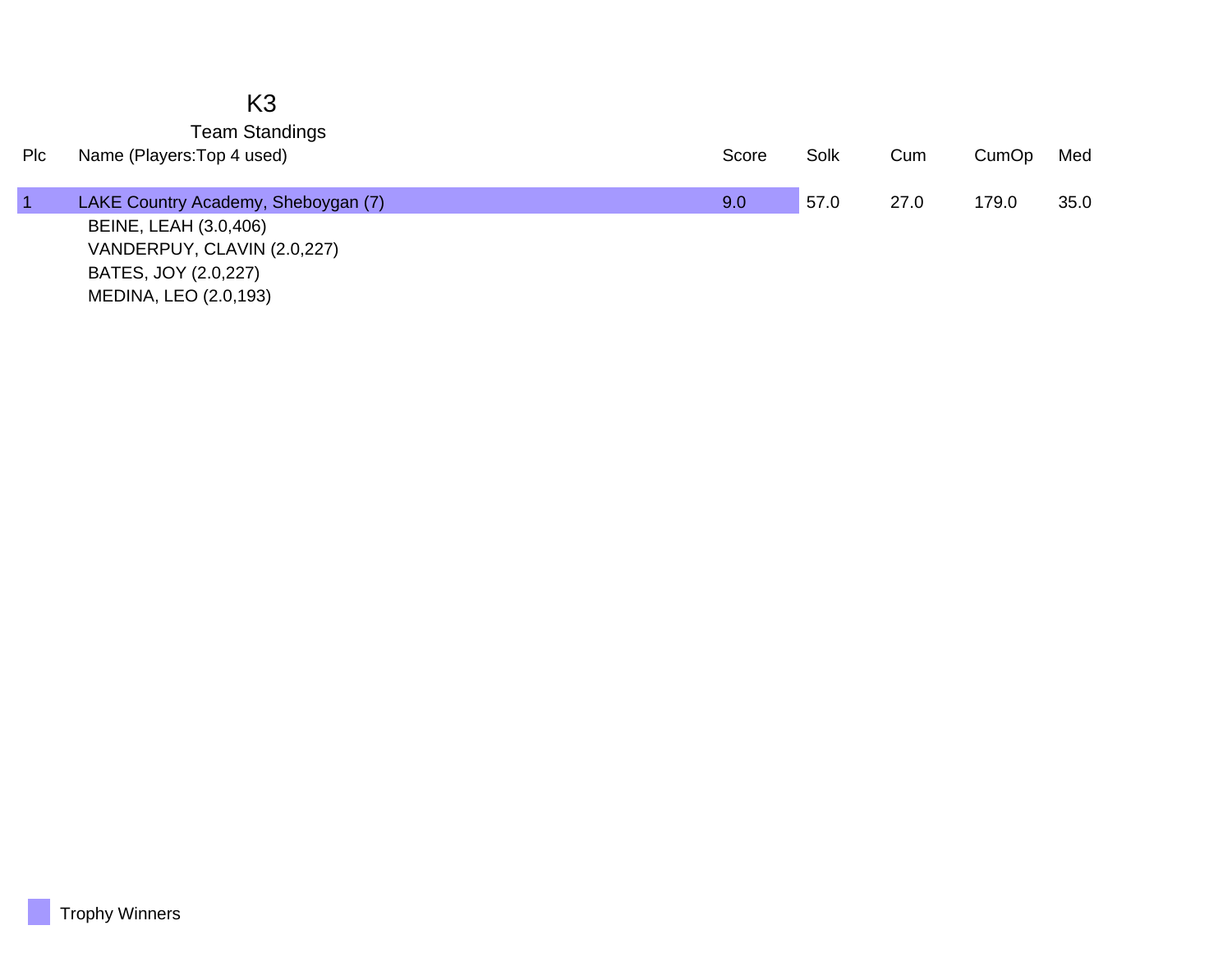# K3

## Team Standings

| Plc | Name (Players:Top 4 used) | Score | Solk | Cum | CumOp | Med |
|---|---|---|---|---|---|---|
| 1 | LAKE Country Academy, Sheboygan (7) | 9.0 | 57.0 | 27.0 | 179.0 | 35.0 |
| | BEINE, LEAH (3.0,406) | | | | | |
| | VANDERPUY, CLAVIN (2.0,227) | | | | | |
| | BATES, JOY (2.0,227) | | | | | |
| | MEDINA, LEO (2.0,193) | | | | | |

Trophy Winners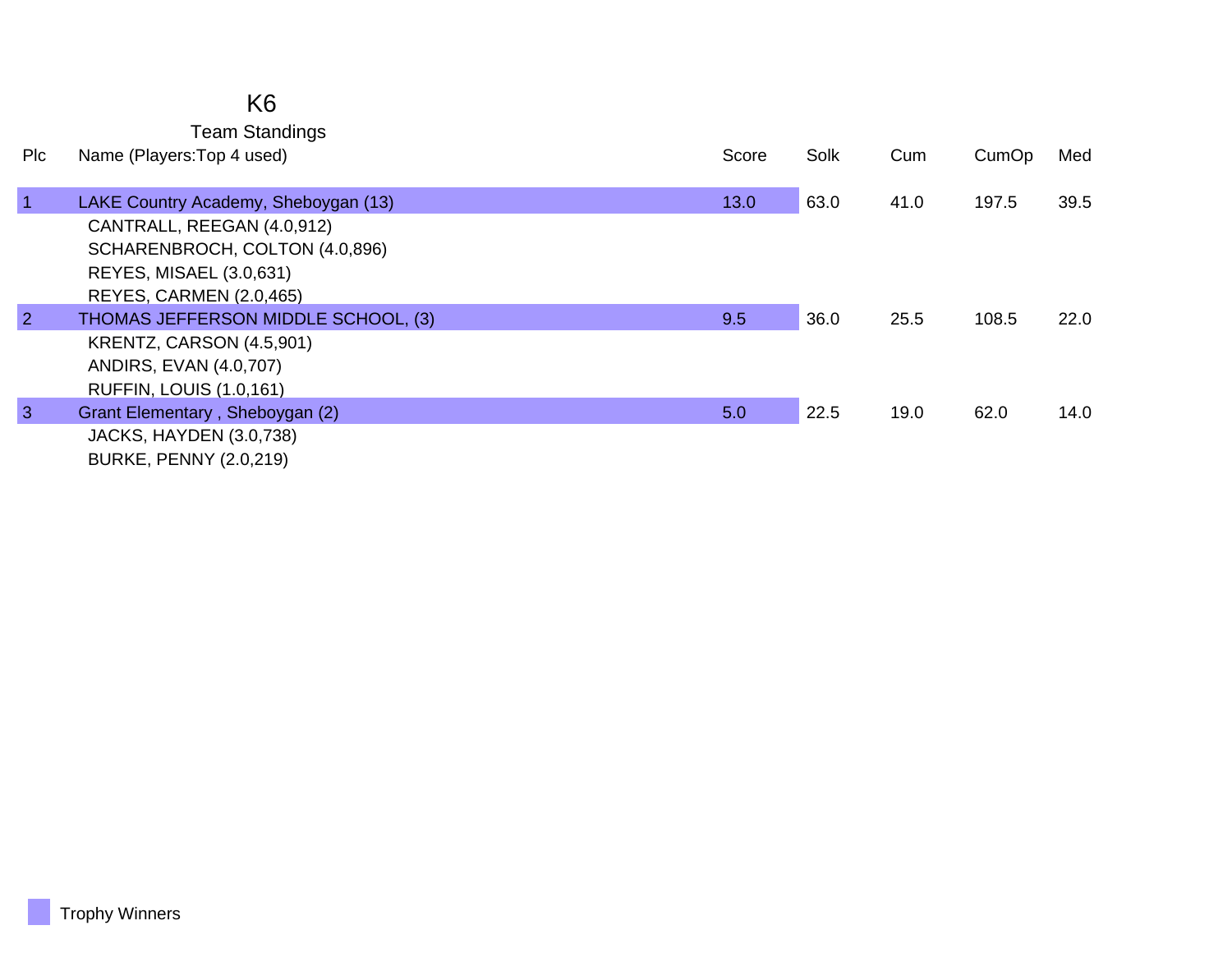# K6

## Team Standings

| Plc | Name (Players:Top 4 used) | Score | Solk | Cum | CumOp | Med |
|---|---|---|---|---|---|---|
| 1 | LAKE Country Academy, Sheboygan (13) | 13.0 | 63.0 | 41.0 | 197.5 | 39.5 |
| | CANTRALL, REEGAN (4.0,912) | | | | | |
| | SCHARENBROCH, COLTON (4.0,896) | | | | | |
| | REYES, MISAEL (3.0,631) | | | | | |
| | REYES, CARMEN (2.0,465) | | | | | |
| 2 | THOMAS JEFFERSON MIDDLE SCHOOL, (3) | 9.5 | 36.0 | 25.5 | 108.5 | 22.0 |
| | KRENTZ, CARSON (4.5,901) | | | | | |
| | ANDIRS, EVAN (4.0,707) | | | | | |
| | RUFFIN, LOUIS (1.0,161) | | | | | |
| 3 | Grant Elementary , Sheboygan (2) | 5.0 | 22.5 | 19.0 | 62.0 | 14.0 |
| | JACKS, HAYDEN (3.0,738) | | | | | |
| | BURKE, PENNY (2.0,219) | | | | | |

Trophy Winners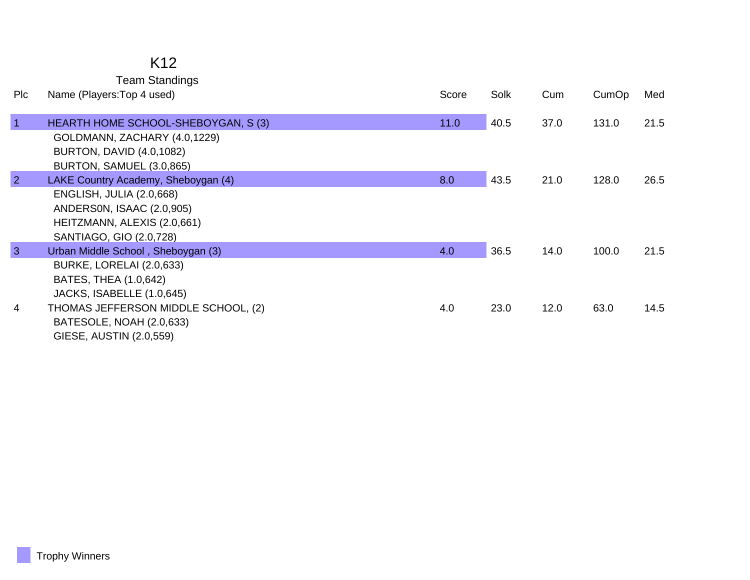# K12

## Team Standings

| Plc | Name (Players:Top 4 used) | Score | Solk | Cum | CumOp | Med |
|---|---|---|---|---|---|---|
| 1 | HEARTH HOME SCHOOL-SHEBOYGAN, S (3) | 11.0 | 40.5 | 37.0 | 131.0 | 21.5 |
| | GOLDMANN, ZACHARY (4.0,1229) | | | | | |
| | BURTON, DAVID (4.0,1082) | | | | | |
| | BURTON, SAMUEL (3.0,865) | | | | | |
| 2 | LAKE Country Academy, Sheboygan (4) | 8.0 | 43.5 | 21.0 | 128.0 | 26.5 |
| | ENGLISH, JULIA (2.0,668) | | | | | |
| | ANDERS0N, ISAAC (2.0,905) | | | | | |
| | HEITZMANN, ALEXIS (2.0,661) | | | | | |
| | SANTIAGO, GIO (2.0,728) | | | | | |
| 3 | Urban Middle School , Sheboygan (3) | 4.0 | 36.5 | 14.0 | 100.0 | 21.5 |
| | BURKE, LORELAI (2.0,633) | | | | | |
| | BATES, THEA (1.0,642) | | | | | |
| | JACKS, ISABELLE (1.0,645) | | | | | |
| 4 | THOMAS JEFFERSON MIDDLE SCHOOL, (2) | 4.0 | 23.0 | 12.0 | 63.0 | 14.5 |
| | BATESOLE, NOAH (2.0,633) | | | | | |
| | GIESE, AUSTIN (2.0,559) | | | | | |

Trophy Winners